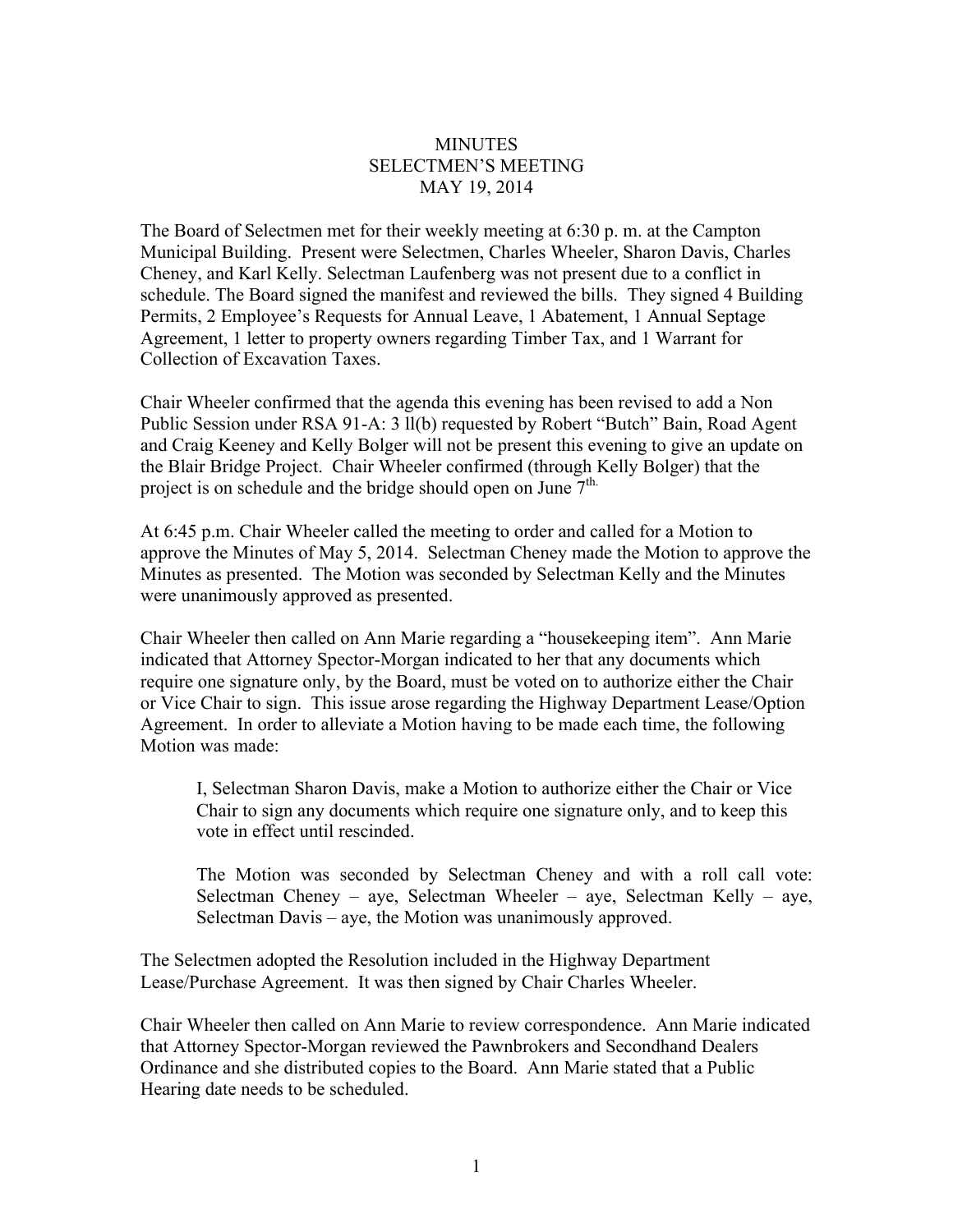MINUTES
SELECTMEN'S MEETING
MAY 19, 2014

The Board of Selectmen met for their weekly meeting at 6:30 p. m. at the Campton Municipal Building. Present were Selectmen, Charles Wheeler, Sharon Davis, Charles Cheney, and Karl Kelly. Selectman Laufenberg was not present due to a conflict in schedule. The Board signed the manifest and reviewed the bills. They signed 4 Building Permits, 2 Employee's Requests for Annual Leave, 1 Abatement, 1 Annual Septage Agreement, 1 letter to property owners regarding Timber Tax, and 1 Warrant for Collection of Excavation Taxes.

Chair Wheeler confirmed that the agenda this evening has been revised to add a Non Public Session under RSA 91-A: 3 ll(b) requested by Robert "Butch" Bain, Road Agent and Craig Keeney and Kelly Bolger will not be present this evening to give an update on the Blair Bridge Project. Chair Wheeler confirmed (through Kelly Bolger) that the project is on schedule and the bridge should open on June 7th.

At 6:45 p.m. Chair Wheeler called the meeting to order and called for a Motion to approve the Minutes of May 5, 2014. Selectman Cheney made the Motion to approve the Minutes as presented. The Motion was seconded by Selectman Kelly and the Minutes were unanimously approved as presented.

Chair Wheeler then called on Ann Marie regarding a "housekeeping item". Ann Marie indicated that Attorney Spector-Morgan indicated to her that any documents which require one signature only, by the Board, must be voted on to authorize either the Chair or Vice Chair to sign. This issue arose regarding the Highway Department Lease/Option Agreement. In order to alleviate a Motion having to be made each time, the following Motion was made:

> I, Selectman Sharon Davis, make a Motion to authorize either the Chair or Vice Chair to sign any documents which require one signature only, and to keep this vote in effect until rescinded.
>
> The Motion was seconded by Selectman Cheney and with a roll call vote: Selectman Cheney – aye, Selectman Wheeler – aye, Selectman Kelly – aye, Selectman Davis – aye, the Motion was unanimously approved.

The Selectmen adopted the Resolution included in the Highway Department Lease/Purchase Agreement. It was then signed by Chair Charles Wheeler.

Chair Wheeler then called on Ann Marie to review correspondence. Ann Marie indicated that Attorney Spector-Morgan reviewed the Pawnbrokers and Secondhand Dealers Ordinance and she distributed copies to the Board. Ann Marie stated that a Public Hearing date needs to be scheduled.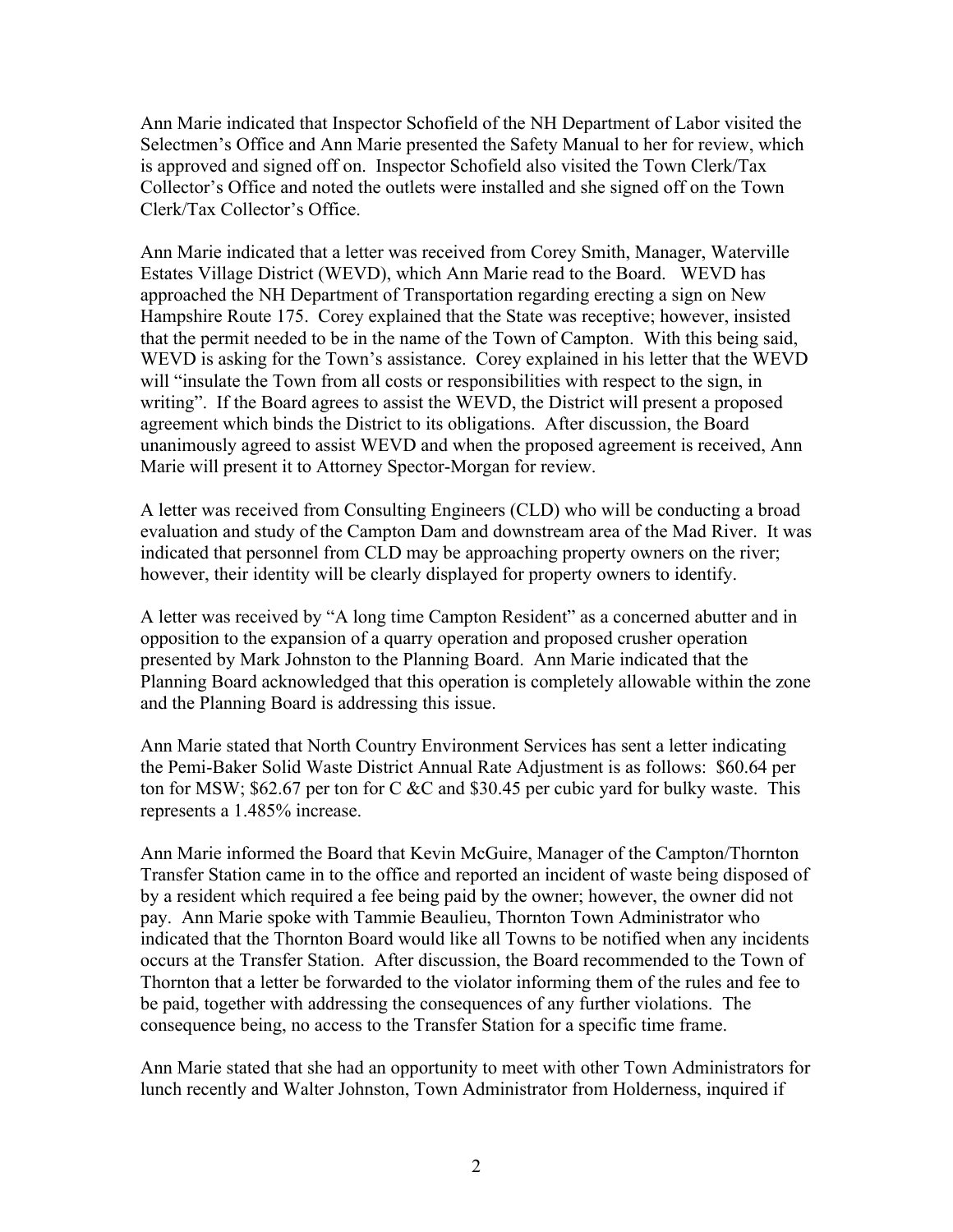Ann Marie indicated that Inspector Schofield of the NH Department of Labor visited the Selectmen's Office and Ann Marie presented the Safety Manual to her for review, which is approved and signed off on. Inspector Schofield also visited the Town Clerk/Tax Collector's Office and noted the outlets were installed and she signed off on the Town Clerk/Tax Collector's Office.

Ann Marie indicated that a letter was received from Corey Smith, Manager, Waterville Estates Village District (WEVD), which Ann Marie read to the Board. WEVD has approached the NH Department of Transportation regarding erecting a sign on New Hampshire Route 175. Corey explained that the State was receptive; however, insisted that the permit needed to be in the name of the Town of Campton. With this being said, WEVD is asking for the Town's assistance. Corey explained in his letter that the WEVD will "insulate the Town from all costs or responsibilities with respect to the sign, in writing". If the Board agrees to assist the WEVD, the District will present a proposed agreement which binds the District to its obligations. After discussion, the Board unanimously agreed to assist WEVD and when the proposed agreement is received, Ann Marie will present it to Attorney Spector-Morgan for review.

A letter was received from Consulting Engineers (CLD) who will be conducting a broad evaluation and study of the Campton Dam and downstream area of the Mad River. It was indicated that personnel from CLD may be approaching property owners on the river; however, their identity will be clearly displayed for property owners to identify.

A letter was received by "A long time Campton Resident" as a concerned abutter and in opposition to the expansion of a quarry operation and proposed crusher operation presented by Mark Johnston to the Planning Board. Ann Marie indicated that the Planning Board acknowledged that this operation is completely allowable within the zone and the Planning Board is addressing this issue.

Ann Marie stated that North Country Environment Services has sent a letter indicating the Pemi-Baker Solid Waste District Annual Rate Adjustment is as follows: $60.64 per ton for MSW; $62.67 per ton for C &C and $30.45 per cubic yard for bulky waste. This represents a 1.485% increase.

Ann Marie informed the Board that Kevin McGuire, Manager of the Campton/Thornton Transfer Station came in to the office and reported an incident of waste being disposed of by a resident which required a fee being paid by the owner; however, the owner did not pay. Ann Marie spoke with Tammie Beaulieu, Thornton Town Administrator who indicated that the Thornton Board would like all Towns to be notified when any incidents occurs at the Transfer Station. After discussion, the Board recommended to the Town of Thornton that a letter be forwarded to the violator informing them of the rules and fee to be paid, together with addressing the consequences of any further violations. The consequence being, no access to the Transfer Station for a specific time frame.

Ann Marie stated that she had an opportunity to meet with other Town Administrators for lunch recently and Walter Johnston, Town Administrator from Holderness, inquired if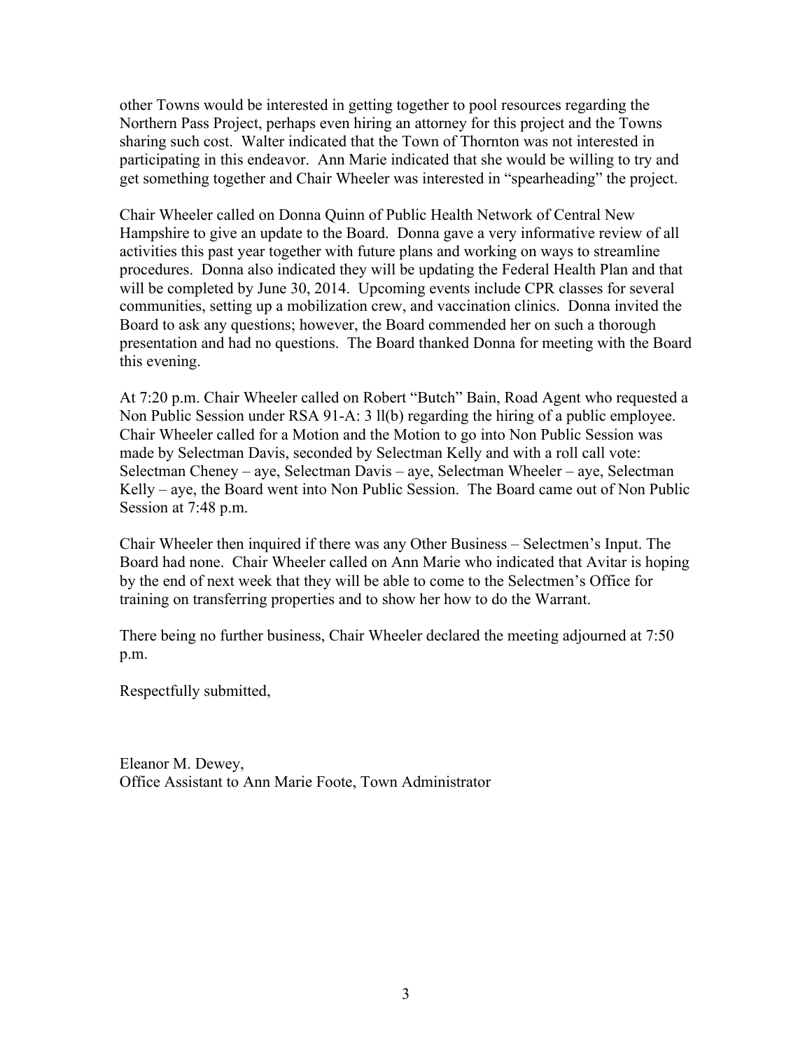other Towns would be interested in getting together to pool resources regarding the Northern Pass Project, perhaps even hiring an attorney for this project and the Towns sharing such cost. Walter indicated that the Town of Thornton was not interested in participating in this endeavor. Ann Marie indicated that she would be willing to try and get something together and Chair Wheeler was interested in "spearheading" the project.

Chair Wheeler called on Donna Quinn of Public Health Network of Central New Hampshire to give an update to the Board. Donna gave a very informative review of all activities this past year together with future plans and working on ways to streamline procedures. Donna also indicated they will be updating the Federal Health Plan and that will be completed by June 30, 2014. Upcoming events include CPR classes for several communities, setting up a mobilization crew, and vaccination clinics. Donna invited the Board to ask any questions; however, the Board commended her on such a thorough presentation and had no questions. The Board thanked Donna for meeting with the Board this evening.

At 7:20 p.m. Chair Wheeler called on Robert "Butch" Bain, Road Agent who requested a Non Public Session under RSA 91-A: 3 ll(b) regarding the hiring of a public employee. Chair Wheeler called for a Motion and the Motion to go into Non Public Session was made by Selectman Davis, seconded by Selectman Kelly and with a roll call vote: Selectman Cheney – aye, Selectman Davis – aye, Selectman Wheeler – aye, Selectman Kelly – aye, the Board went into Non Public Session. The Board came out of Non Public Session at 7:48 p.m.

Chair Wheeler then inquired if there was any Other Business – Selectmen's Input. The Board had none. Chair Wheeler called on Ann Marie who indicated that Avitar is hoping by the end of next week that they will be able to come to the Selectmen's Office for training on transferring properties and to show her how to do the Warrant.

There being no further business, Chair Wheeler declared the meeting adjourned at 7:50 p.m.

Respectfully submitted,

Eleanor M. Dewey,
Office Assistant to Ann Marie Foote, Town Administrator